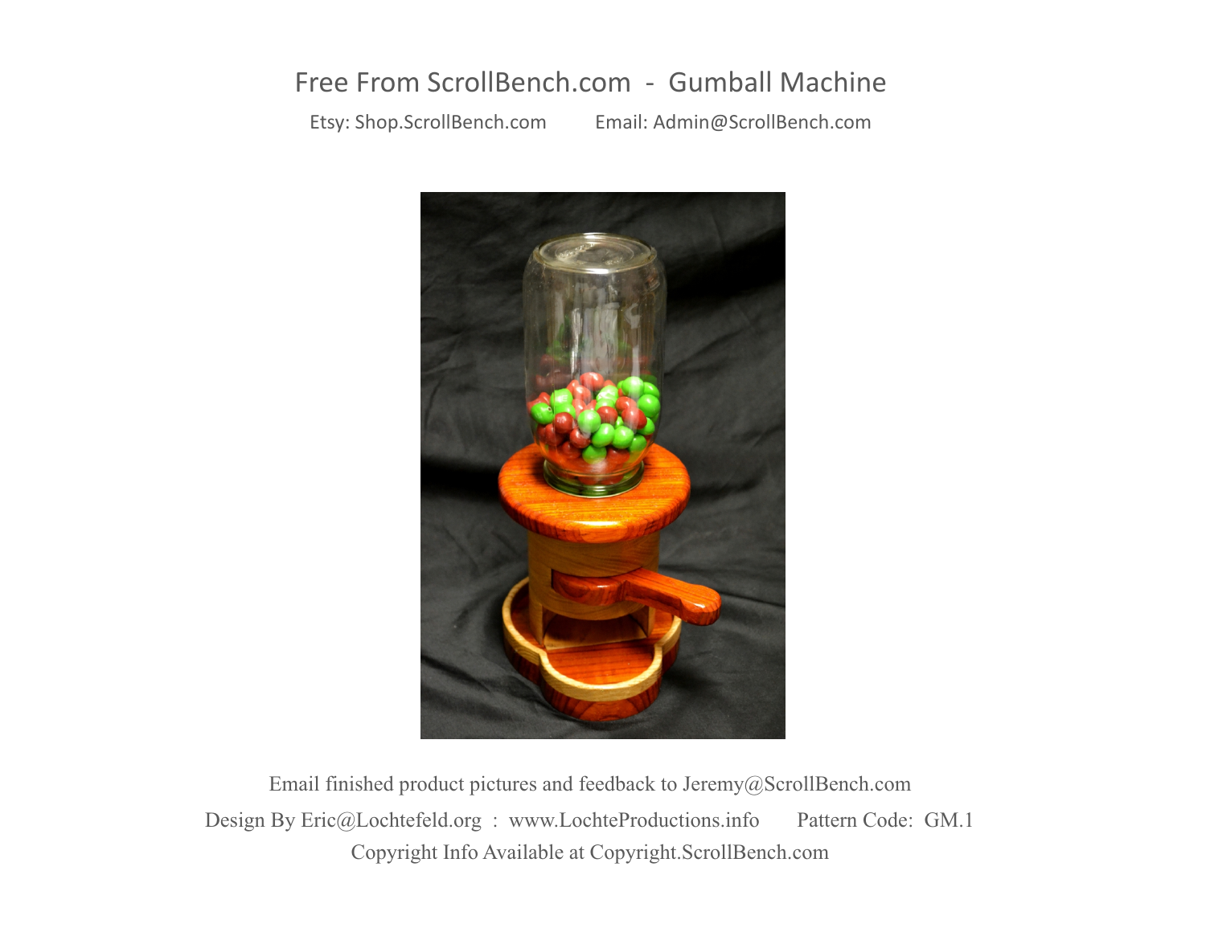# Free From ScrollBench.com - Gumball Machine

Etsy: Shop.ScrollBench.com Email: Admin@ScrollBench.com

Email finished product pictures and feedback to Jeremy@ScrollBench.com

Design By Eric@Lochtefeld.org : www.LochteProductions.info Pattern Code: GM.1

Copyright Info Available at Copyright.ScrollBench.com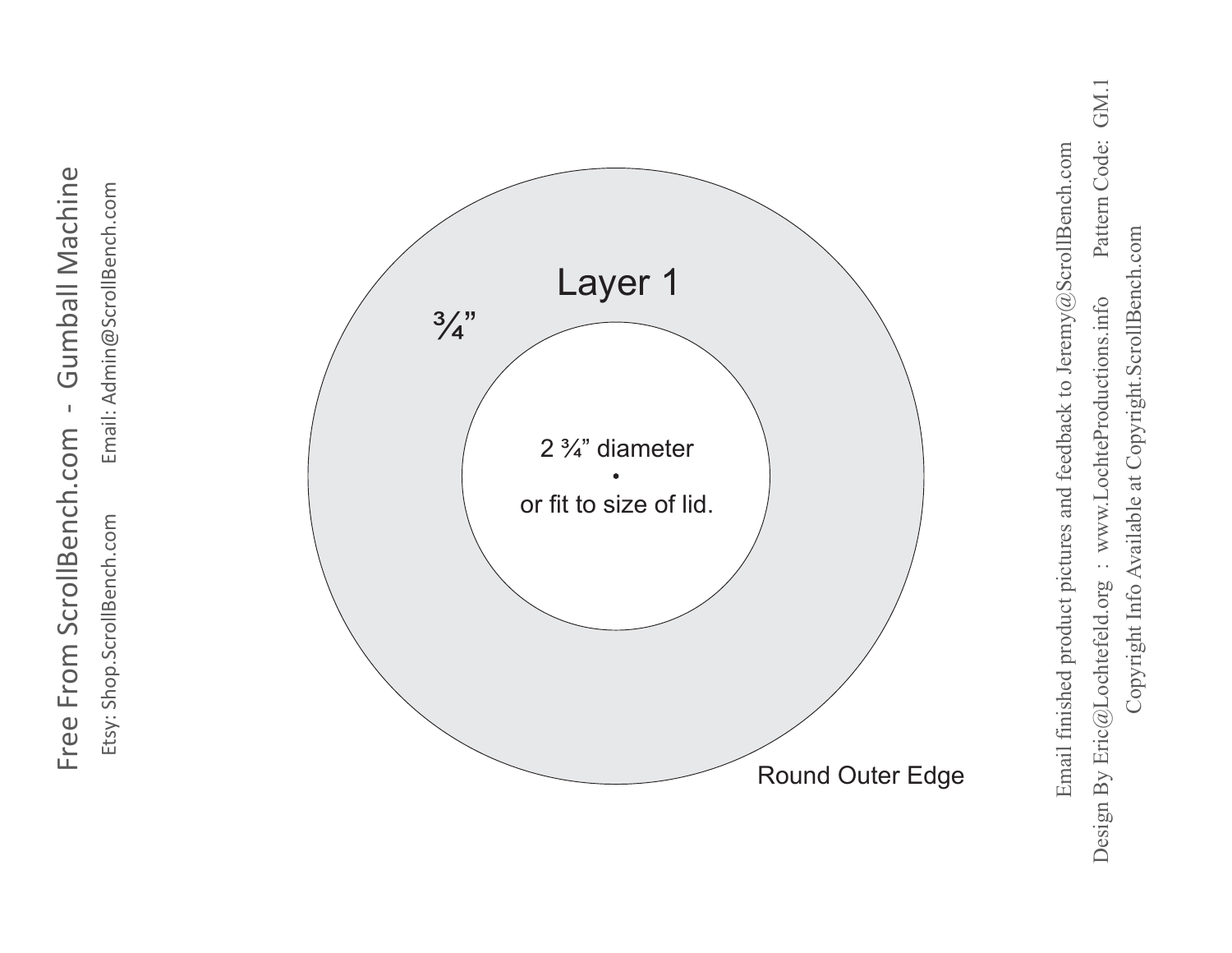Free From ScrollBench.com - Gumball Machine

Etsy: Shop.ScrollBench.com Email: Admin@ScrollBench.com

Layer 1

¾”

2 ¾” diameter

•

or fit to size of lid.

Round Outer Edge

Email finished product pictures and feedback to Jeremy@ScrollBench.com

Design By Eric@Lochtefeld.org : www.LochteProductions.info Pattern Code: GM.1

Copyright Info Available at Copyright.ScrollBench.com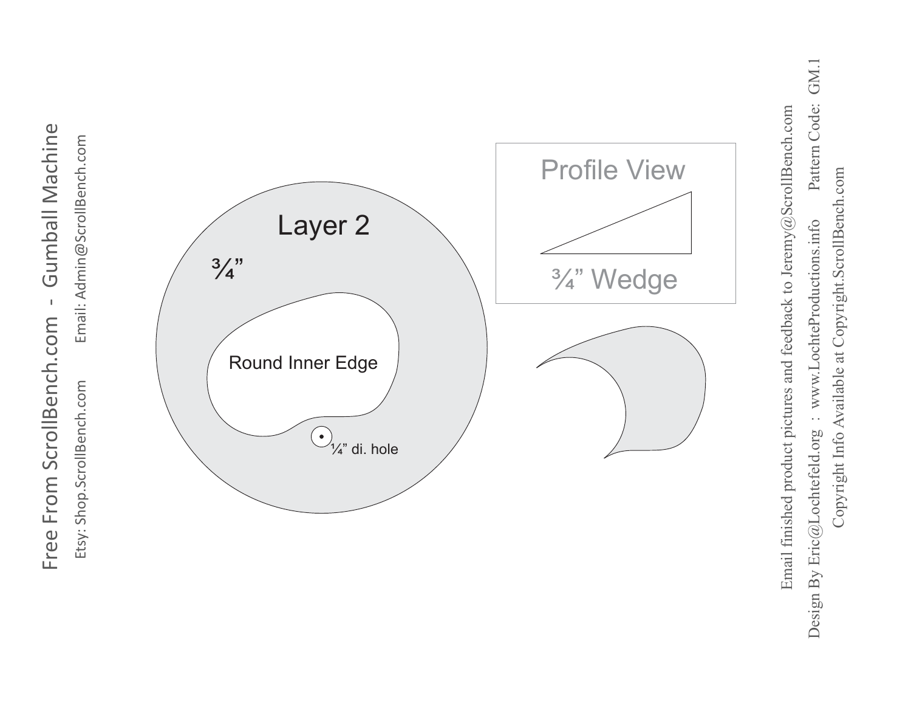Free From ScrollBench.com - Gumball Machine

Etsy: Shop.ScrollBench.com    Email: Admin@ScrollBench.com

Layer 2

¾"

Round Inner Edge

¼" di. hole

Profile View

¾" Wedge

Email finished product pictures and feedback to Jeremy@ScrollBench.com

Design By Eric@Lochtefeld.org : www.LochteProductions.info    Pattern Code: GM.1

Copyright Info Available at Copyright.ScrollBench.com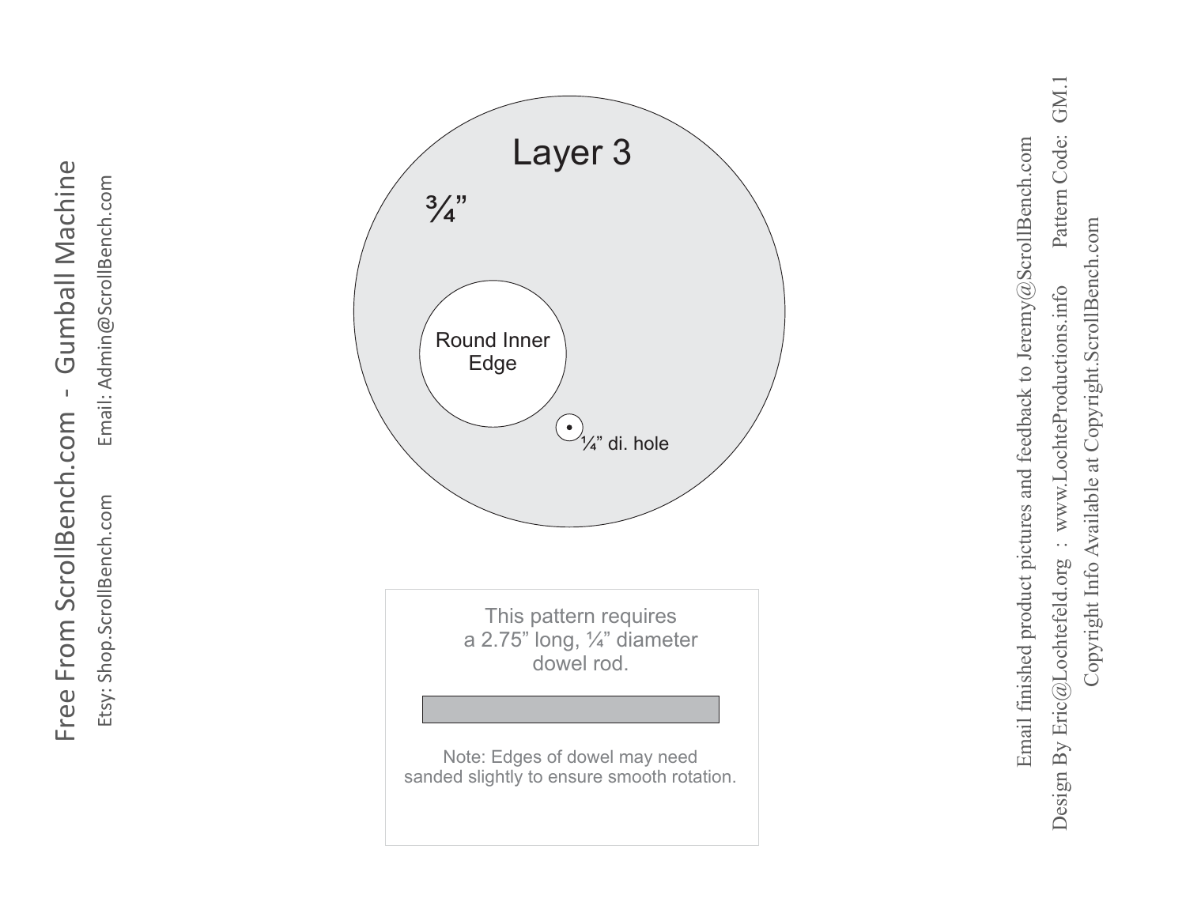Free From ScrollBench.com - Gumball Machine

Etsy: Shop.ScrollBench.com Email: Admin@ScrollBench.com

## Layer 3

¾”

Round Inner Edge

¼” di. hole

This pattern requires a 2.75” long, ¼” diameter dowel rod.

Note: Edges of dowel may need sanded slightly to ensure smooth rotation.

Email finished product pictures and feedback to Jeremy@ScrollBench.com

Design By Eric@Lochtefeld.org : www.LochteProductions.info Pattern Code: GM.1

Copyright Info Available at Copyright.ScrollBench.com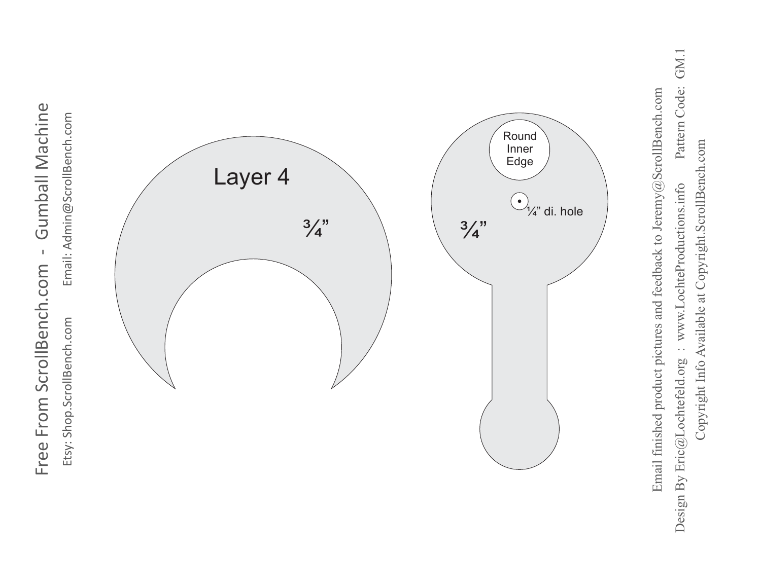Free From ScrollBench.com - Gumball Machine

Etsy: Shop.ScrollBench.com Email: Admin@ScrollBench.com

Layer 4

¾"

Round Inner Edge

¼" di. hole

¾"

Email finished product pictures and feedback to Jeremy@ScrollBench.com

Design By Eric@Lochtefeld.org : www.LochteProductions.info Pattern Code: GM.1

Copyright Info Available at Copyright.ScrollBench.com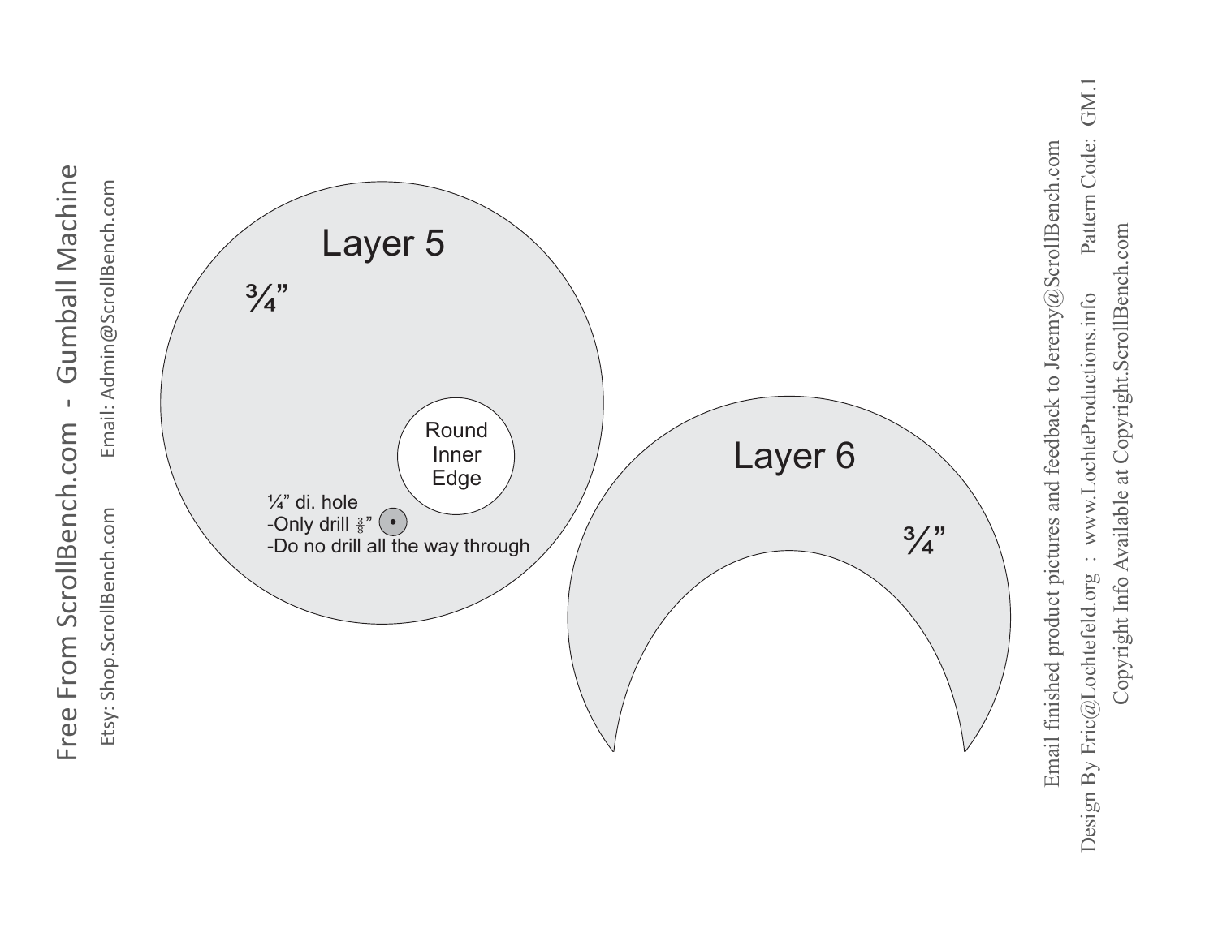Free From ScrollBench.com - Gumball Machine

Etsy: Shop.ScrollBench.com Email: Admin@ScrollBench.com

## Layer 5

¾"

Round Inner Edge

¼" di. hole
-Only drill ⅜"
-Do no drill all the way through

## Layer 6

¾"

Email finished product pictures and feedback to Jeremy@ScrollBench.com

Design By Eric@Lochtefeld.org : www.LochteProductions.info Pattern Code: GM.1

Copyright Info Available at Copyright.ScrollBench.com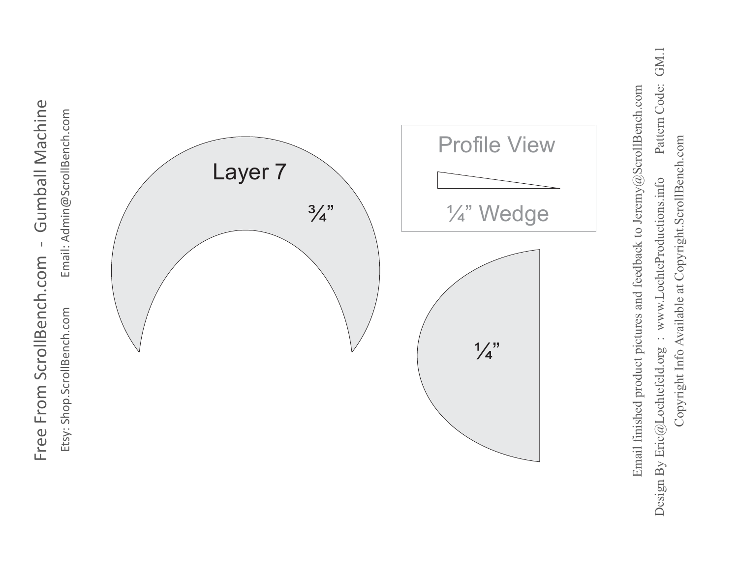Free From ScrollBench.com - Gumball Machine

Etsy: Shop.ScrollBench.com Email: Admin@ScrollBench.com

Layer 7

¾"

Profile View

¼" Wedge

¼"

Email finished product pictures and feedback to Jeremy@ScrollBench.com

Design By Eric@Lochtefeld.org : www.LochteProductions.info Pattern Code: GM.1

Copyright Info Available at Copyright.ScrollBench.com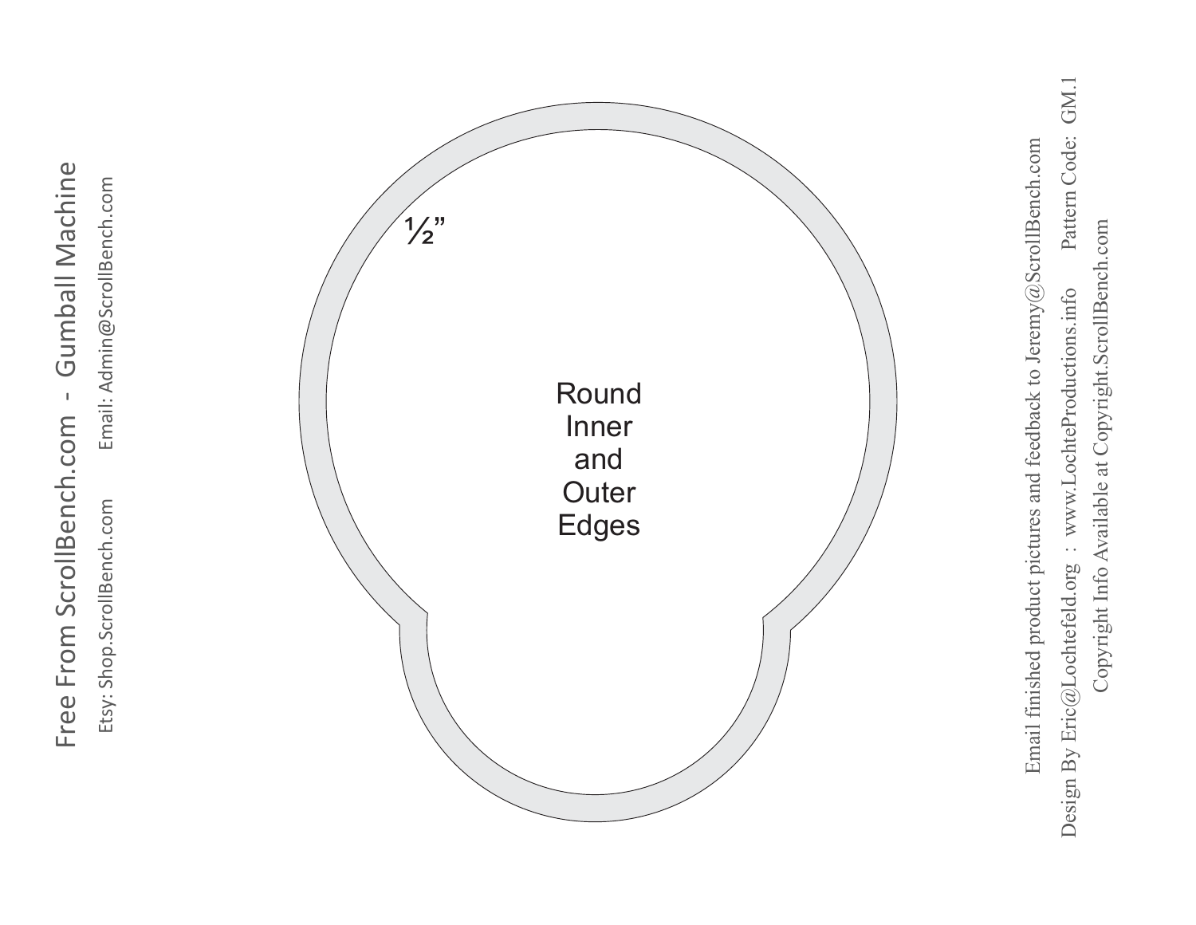Free From ScrollBench.com - Gumball Machine

Etsy: Shop.ScrollBench.com     Email: Admin@ScrollBench.com

½"

Round
Inner
and
Outer
Edges

Email finished product pictures and feedback to Jeremy@ScrollBench.com

Design By Eric@Lochtefeld.org : www.LochteProductions.info     Pattern Code: GM.1

Copyright Info Available at Copyright.ScrollBench.com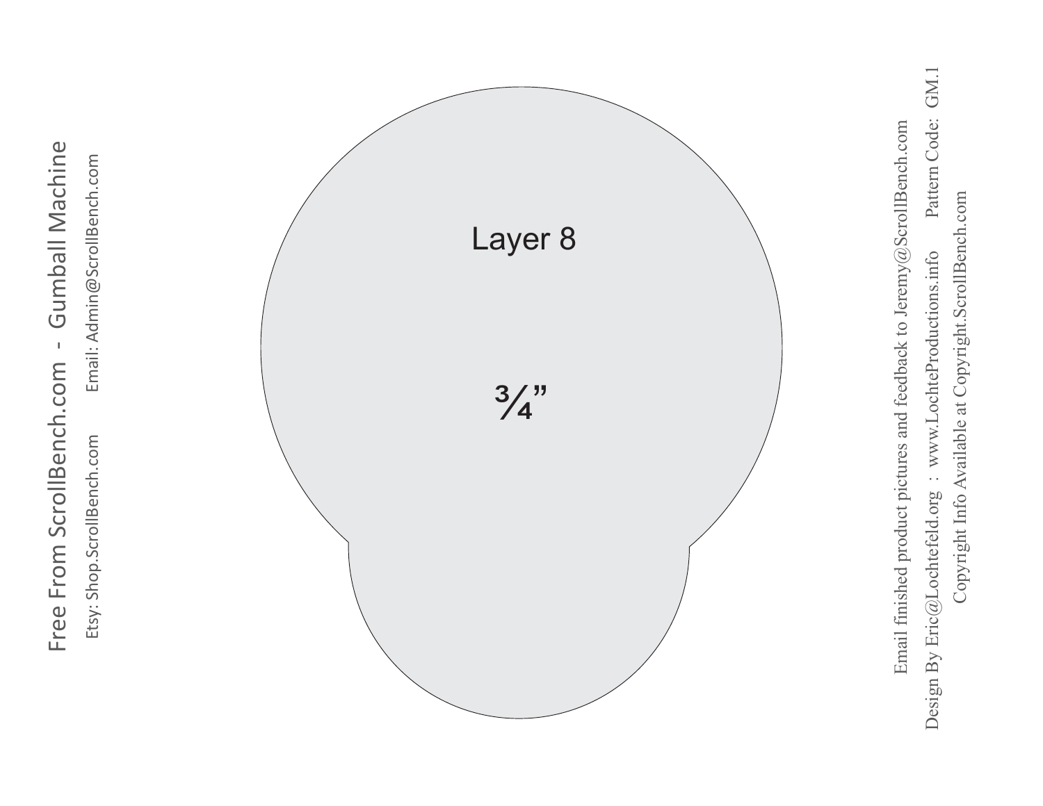Free From ScrollBench.com - Gumball Machine

Etsy: Shop.ScrollBench.com Email: Admin@ScrollBench.com

Layer 8

¾"

Email finished product pictures and feedback to Jeremy@ScrollBench.com

Design By Eric@Lochtefeld.org : www.LochteProductions.info Pattern Code: GM.1

Copyright Info Available at Copyright.ScrollBench.com